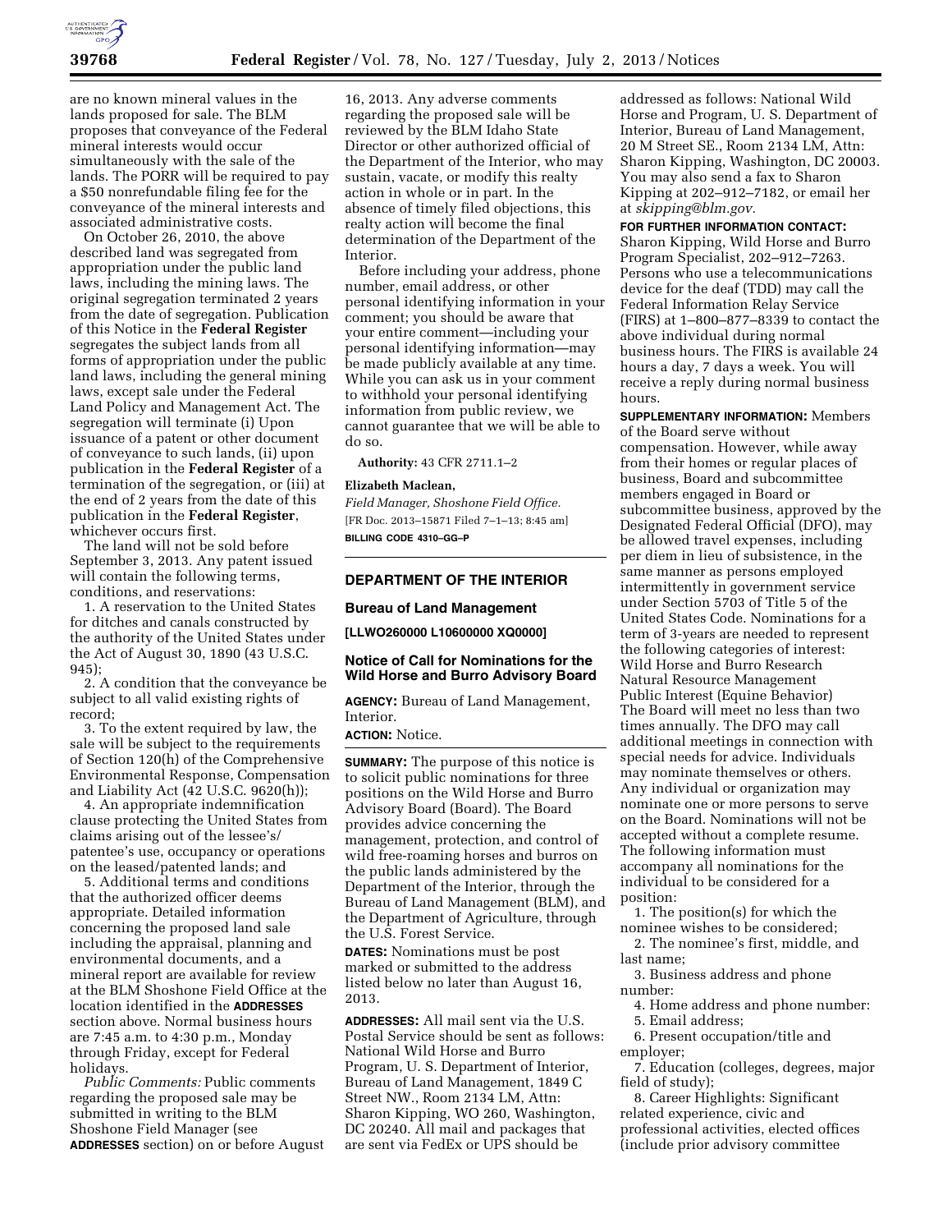are no known mineral values in the lands proposed for sale. The BLM proposes that conveyance of the Federal mineral interests would occur simultaneously with the sale of the lands. The PORR will be required to pay a $50 nonrefundable filing fee for the conveyance of the mineral interests and associated administrative costs.

On October 26, 2010, the above described land was segregated from appropriation under the public land laws, including the mining laws. The original segregation terminated 2 years from the date of segregation. Publication of this Notice in the **Federal Register** segregates the subject lands from all forms of appropriation under the public land laws, including the general mining laws, except sale under the Federal Land Policy and Management Act. The segregation will terminate (i) Upon issuance of a patent or other document of conveyance to such lands, (ii) upon publication in the **Federal Register** of a termination of the segregation, or (iii) at the end of 2 years from the date of this publication in the **Federal Register**, whichever occurs first.

The land will not be sold before September 3, 2013. Any patent issued will contain the following terms, conditions, and reservations:

1. A reservation to the United States for ditches and canals constructed by the authority of the United States under the Act of August 30, 1890 (43 U.S.C. 945);
2. A condition that the conveyance be subject to all valid existing rights of record;
3. To the extent required by law, the sale will be subject to the requirements of Section 120(h) of the Comprehensive Environmental Response, Compensation and Liability Act (42 U.S.C. 9620(h));
4. An appropriate indemnification clause protecting the United States from claims arising out of the lessee's/patentee's use, occupancy or operations on the leased/patented lands; and
5. Additional terms and conditions that the authorized officer deems appropriate. Detailed information concerning the proposed land sale including the appraisal, planning and environmental documents, and a mineral report are available for review at the BLM Shoshone Field Office at the location identified in the **ADDRESSES** section above. Normal business hours are 7:45 a.m. to 4:30 p.m., Monday through Friday, except for Federal holidays.

*Public Comments:* Public comments regarding the proposed sale may be submitted in writing to the BLM Shoshone Field Manager (see **ADDRESSES** section) on or before August 16, 2013. Any adverse comments regarding the proposed sale will be reviewed by the BLM Idaho State Director or other authorized official of the Department of the Interior, who may sustain, vacate, or modify this realty action in whole or in part. In the absence of timely filed objections, this realty action will become the final determination of the Department of the Interior.

Before including your address, phone number, email address, or other personal identifying information in your comment; you should be aware that your entire comment—including your personal identifying information—may be made publicly available at any time. While you can ask us in your comment to withhold your personal identifying information from public review, we cannot guarantee that we will be able to do so.

**Authority:** 43 CFR 2711.1–2

**Elizabeth Maclean,**

*Field Manager, Shoshone Field Office.*

[FR Doc. 2013–15871 Filed 7–1–13; 8:45 am]

**BILLING CODE 4310–GG–P**

---

**DEPARTMENT OF THE INTERIOR**

**Bureau of Land Management**

**[LLWO260000 L10600000 XQ0000]**

## Notice of Call for Nominations for the Wild Horse and Burro Advisory Board

**AGENCY:** Bureau of Land Management, Interior.

**ACTION:** Notice.

**SUMMARY:** The purpose of this notice is to solicit public nominations for three positions on the Wild Horse and Burro Advisory Board (Board). The Board provides advice concerning the management, protection, and control of wild free-roaming horses and burros on the public lands administered by the Department of the Interior, through the Bureau of Land Management (BLM), and the Department of Agriculture, through the U.S. Forest Service.

**DATES:** Nominations must be post marked or submitted to the address listed below no later than August 16, 2013.

**ADDRESSES:** All mail sent via the U.S. Postal Service should be sent as follows: National Wild Horse and Burro Program, U. S. Department of Interior, Bureau of Land Management, 1849 C Street NW., Room 2134 LM, Attn: Sharon Kipping, WO 260, Washington, DC 20240. All mail and packages that are sent via FedEx or UPS should be addressed as follows: National Wild Horse and Program, U. S. Department of Interior, Bureau of Land Management, 20 M Street SE., Room 2134 LM, Attn: Sharon Kipping, Washington, DC 20003. You may also send a fax to Sharon Kipping at 202–912–7182, or email her at *skipping@blm.gov.*

**FOR FURTHER INFORMATION CONTACT:** Sharon Kipping, Wild Horse and Burro Program Specialist, 202–912–7263. Persons who use a telecommunications device for the deaf (TDD) may call the Federal Information Relay Service (FIRS) at 1–800–877–8339 to contact the above individual during normal business hours. The FIRS is available 24 hours a day, 7 days a week. You will receive a reply during normal business hours.

**SUPPLEMENTARY INFORMATION:** Members of the Board serve without compensation. However, while away from their homes or regular places of business, Board and subcommittee members engaged in Board or subcommittee business, approved by the Designated Federal Official (DFO), may be allowed travel expenses, including per diem in lieu of subsistence, in the same manner as persons employed intermittently in government service under Section 5703 of Title 5 of the United States Code. Nominations for a term of 3-years are needed to represent the following categories of interest:

Wild Horse and Burro Research
Natural Resource Management
Public Interest (Equine Behavior)

The Board will meet no less than two times annually. The DFO may call additional meetings in connection with special needs for advice. Individuals may nominate themselves or others. Any individual or organization may nominate one or more persons to serve on the Board. Nominations will not be accepted without a complete resume. The following information must accompany all nominations for the individual to be considered for a position:

1. The position(s) for which the nominee wishes to be considered;
2. The nominee's first, middle, and last name;
3. Business address and phone number:
4. Home address and phone number:
5. Email address;
6. Present occupation/title and employer;
7. Education (colleges, degrees, major field of study);
8. Career Highlights: Significant related experience, civic and professional activities, elected offices (include prior advisory committee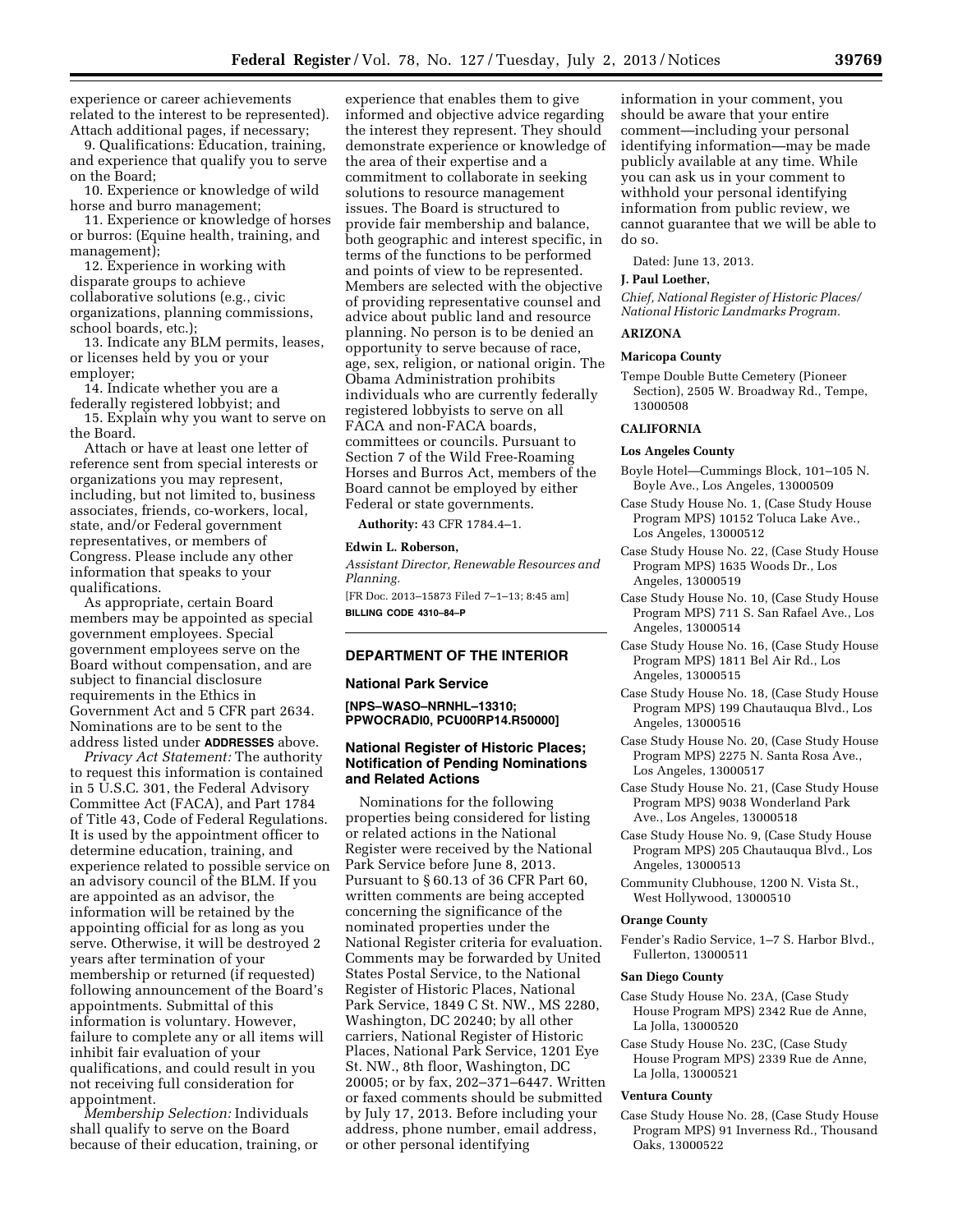experience or career achievements related to the interest to be represented). Attach additional pages, if necessary;

9. Qualifications: Education, training, and experience that qualify you to serve on the Board;

10. Experience or knowledge of wild horse and burro management;

11. Experience or knowledge of horses or burros: (Equine health, training, and management);

12. Experience in working with disparate groups to achieve collaborative solutions (e.g., civic organizations, planning commissions, school boards, etc.);

13. Indicate any BLM permits, leases, or licenses held by you or your employer;

14. Indicate whether you are a federally registered lobbyist; and

15. Explain why you want to serve on the Board.

Attach or have at least one letter of reference sent from special interests or organizations you may represent, including, but not limited to, business associates, friends, co-workers, local, state, and/or Federal government representatives, or members of Congress. Please include any other information that speaks to your qualifications.

As appropriate, certain Board members may be appointed as special government employees. Special government employees serve on the Board without compensation, and are subject to financial disclosure requirements in the Ethics in Government Act and 5 CFR part 2634. Nominations are to be sent to the address listed under **ADDRESSES** above.

*Privacy Act Statement:* The authority to request this information is contained in 5 U.S.C. 301, the Federal Advisory Committee Act (FACA), and Part 1784 of Title 43, Code of Federal Regulations. It is used by the appointment officer to determine education, training, and experience related to possible service on an advisory council of the BLM. If you are appointed as an advisor, the information will be retained by the appointing official for as long as you serve. Otherwise, it will be destroyed 2 years after termination of your membership or returned (if requested) following announcement of the Board's appointments. Submittal of this information is voluntary. However, failure to complete any or all items will inhibit fair evaluation of your qualifications, and could result in you not receiving full consideration for appointment.

*Membership Selection:* Individuals shall qualify to serve on the Board because of their education, training, or experience that enables them to give informed and objective advice regarding the interest they represent. They should demonstrate experience or knowledge of the area of their expertise and a commitment to collaborate in seeking solutions to resource management issues. The Board is structured to provide fair membership and balance, both geographic and interest specific, in terms of the functions to be performed and points of view to be represented. Members are selected with the objective of providing representative counsel and advice about public land and resource planning. No person is to be denied an opportunity to serve because of race, age, sex, religion, or national origin. The Obama Administration prohibits individuals who are currently federally registered lobbyists to serve on all FACA and non-FACA boards, committees or councils. Pursuant to Section 7 of the Wild Free-Roaming Horses and Burros Act, members of the Board cannot be employed by either Federal or state governments.

**Authority:** 43 CFR 1784.4–1.

**Edwin L. Roberson,**

*Assistant Director, Renewable Resources and Planning.*

[FR Doc. 2013–15873 Filed 7–1–13; 8:45 am]

**BILLING CODE 4310–84–P**

## DEPARTMENT OF THE INTERIOR

### National Park Service

**[NPS–WASO–NRNHL–13310; PPWOCRADI0, PCU00RP14.R50000]**

### National Register of Historic Places; Notification of Pending Nominations and Related Actions

Nominations for the following properties being considered for listing or related actions in the National Register were received by the National Park Service before June 8, 2013. Pursuant to § 60.13 of 36 CFR Part 60, written comments are being accepted concerning the significance of the nominated properties under the National Register criteria for evaluation. Comments may be forwarded by United States Postal Service, to the National Register of Historic Places, National Park Service, 1849 C St. NW., MS 2280, Washington, DC 20240; by all other carriers, National Register of Historic Places, National Park Service, 1201 Eye St. NW., 8th floor, Washington, DC 20005; or by fax, 202–371–6447. Written or faxed comments should be submitted by July 17, 2013. Before including your address, phone number, email address, or other personal identifying information in your comment, you should be aware that your entire comment—including your personal identifying information—may be made publicly available at any time. While you can ask us in your comment to withhold your personal identifying information from public review, we cannot guarantee that we will be able to do so.

Dated: June 13, 2013.

**J. Paul Loether,**

*Chief, National Register of Historic Places/ National Historic Landmarks Program.*

**ARIZONA**

**Maricopa County**

Tempe Double Butte Cemetery (Pioneer Section), 2505 W. Broadway Rd., Tempe, 13000508

**CALIFORNIA**

**Los Angeles County**

Boyle Hotel—Cummings Block, 101–105 N. Boyle Ave., Los Angeles, 13000509

Case Study House No. 1, (Case Study House Program MPS) 10152 Toluca Lake Ave., Los Angeles, 13000512

Case Study House No. 22, (Case Study House Program MPS) 1635 Woods Dr., Los Angeles, 13000519

Case Study House No. 10, (Case Study House Program MPS) 711 S. San Rafael Ave., Los Angeles, 13000514

Case Study House No. 16, (Case Study House Program MPS) 1811 Bel Air Rd., Los Angeles, 13000515

Case Study House No. 18, (Case Study House Program MPS) 199 Chautauqua Blvd., Los Angeles, 13000516

Case Study House No. 20, (Case Study House Program MPS) 2275 N. Santa Rosa Ave., Los Angeles, 13000517

Case Study House No. 21, (Case Study House Program MPS) 9038 Wonderland Park Ave., Los Angeles, 13000518

Case Study House No. 9, (Case Study House Program MPS) 205 Chautauqua Blvd., Los Angeles, 13000513

Community Clubhouse, 1200 N. Vista St., West Hollywood, 13000510

**Orange County**

Fender's Radio Service, 1–7 S. Harbor Blvd., Fullerton, 13000511

**San Diego County**

Case Study House No. 23A, (Case Study House Program MPS) 2342 Rue de Anne, La Jolla, 13000520

Case Study House No. 23C, (Case Study House Program MPS) 2339 Rue de Anne, La Jolla, 13000521

**Ventura County**

Case Study House No. 28, (Case Study House Program MPS) 91 Inverness Rd., Thousand Oaks, 13000522